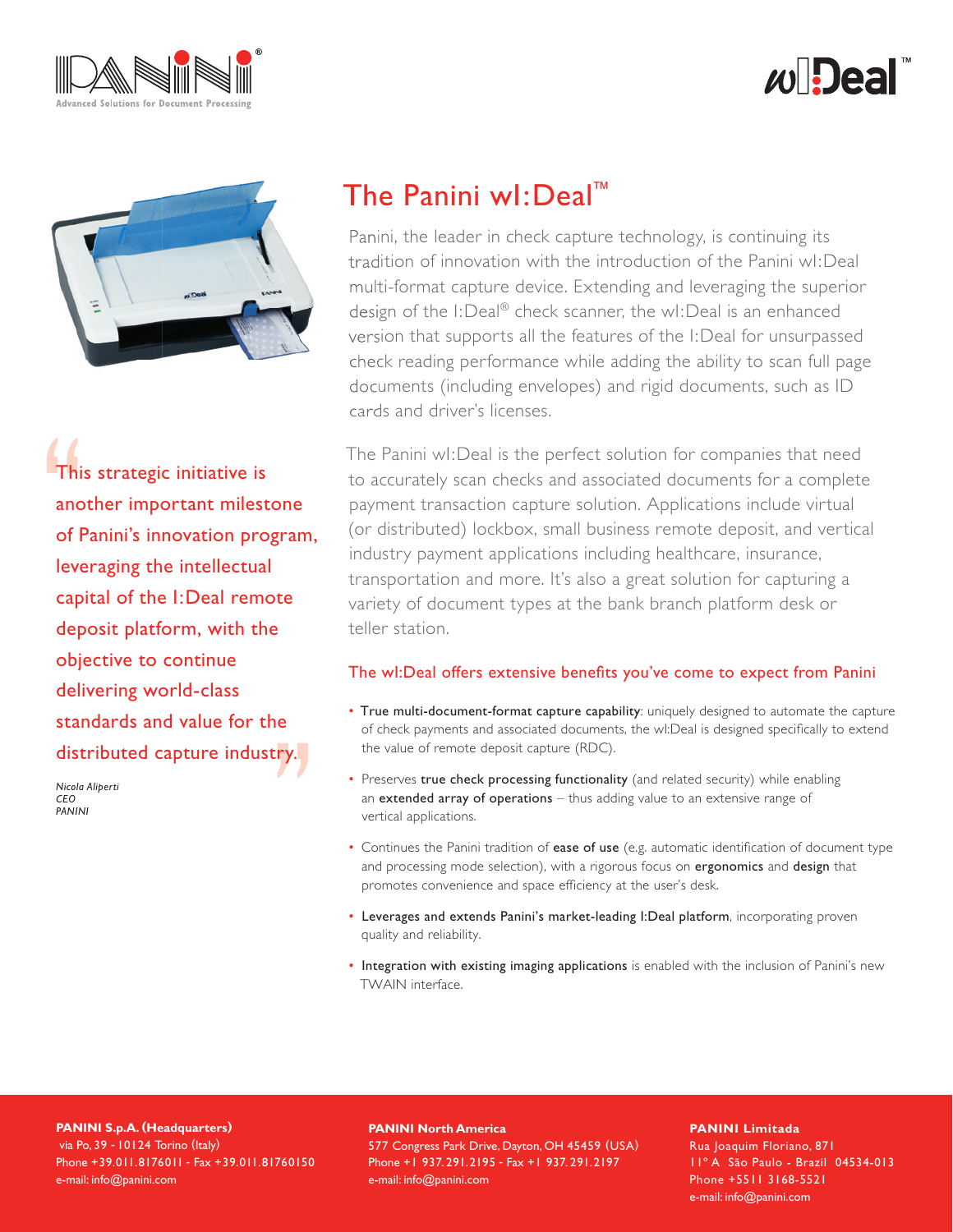Advanced Solutions for Document Processing

# The Panini wI:Deal™

Panini, the leader in check capture technology, is continuing its tradition of innovation with the introduction of the Panini wI:Deal multi-format capture device. Extending and leveraging the superior design of the I:Deal® check scanner, the wI:Deal is an enhanced version that supports all the features of the I:Deal for unsurpassed check reading performance while adding the ability to scan full page documents (including envelopes) and rigid documents, such as ID cards and driver's licenses.

The Panini wI:Deal is the perfect solution for companies that need to accurately scan checks and associated documents for a complete payment transaction capture solution. Applications include virtual (or distributed) lockbox, small business remote deposit, and vertical industry payment applications including healthcare, insurance, transportation and more. It's also a great solution for capturing a variety of document types at the bank branch platform desk or teller station.

> "This strategic initiative is another important milestone of Panini's innovation program, leveraging the intellectual capital of the I:Deal remote deposit platform, with the objective to continue delivering world-class standards and value for the distributed capture industry."
>
> *Nicola Aliperti*
> *CEO*
> *PANINI*

## The wI:Deal offers extensive benefits you've come to expect from Panini

- **True multi-document-format capture capability**: uniquely designed to automate the capture of check payments and associated documents, the wI:Deal is designed specifically to extend the value of remote deposit capture (RDC).
- Preserves **true check processing functionality** (and related security) while enabling an **extended array of operations** – thus adding value to an extensive range of vertical applications.
- Continues the Panini tradition of **ease of use** (e.g. automatic identification of document type and processing mode selection), with a rigorous focus on **ergonomics** and **design** that promotes convenience and space efficiency at the user's desk.
- **Leverages and extends Panini's market-leading I:Deal platform**, incorporating proven quality and reliability.
- **Integration with existing imaging applications** is enabled with the inclusion of Panini's new TWAIN interface.

**PANINI S.p.A. (Headquarters)**
via Po, 39 - 10124 Torino (Italy)
Phone +39.011.8176011 - Fax +39.011.81760150
e-mail: info@panini.com

**PANINI North America**
577 Congress Park Drive, Dayton, OH 45459 (USA)
Phone +1 937.291.2195 - Fax +1 937.291.2197
e-mail: info@panini.com

**PANINI Limitada**
Rua Joaquim Floriano, 871
11° A São Paulo - Brazil 04534-013
Phone +5511 3168-5521
e-mail: info@panini.com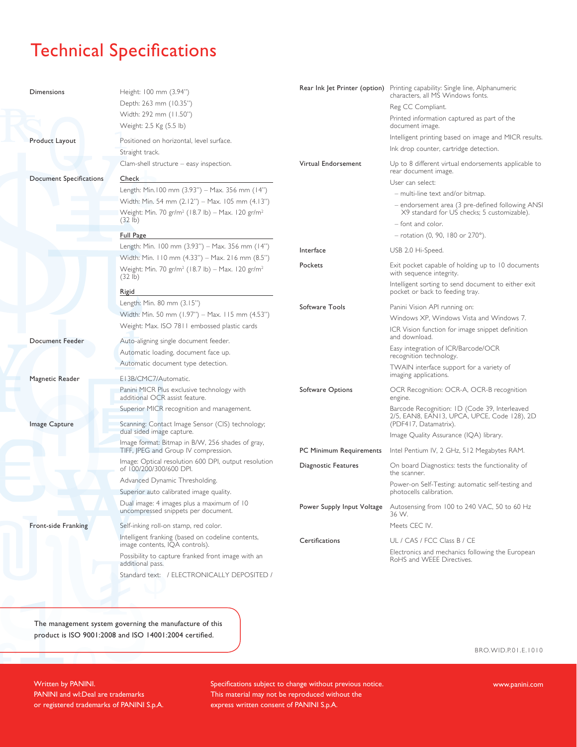# Technical Specifications

| | |
|---|---|
| Dimensions | Height: 100 mm (3.94")<br>Depth: 263 mm (10.35")<br>Width: 292 mm (11.50")<br>Weight: 2.5 Kg (5.5 lb) |
| Product Layout | Positioned on horizontal, level surface.<br>Straight track.<br>Clam-shell structure – easy inspection. |
| Document Specifications | **Check**<br>Length: Min.100 mm (3.93") – Max. 356 mm (14")<br>Width: Min. 54 mm (2.12") – Max. 105 mm (4.13")<br>Weight: Min. 70 gr/m² (18.7 lb) – Max. 120 gr/m² (32 lb)<br>**Full Page**<br>Length: Min. 100 mm (3.93") – Max. 356 mm (14")<br>Width: Min. 110 mm (4.33") – Max. 216 mm (8.5")<br>Weight: Min. 70 gr/m² (18.7 lb) – Max. 120 gr/m² (32 lb)<br>**Rigid**<br>Length: Min. 80 mm (3.15")<br>Width: Min. 50 mm (1.97") – Max. 115 mm (4.53")<br>Weight: Max. ISO 7811 embossed plastic cards |
| Document Feeder | Auto-aligning single document feeder.<br>Automatic loading, document face up.<br>Automatic document type detection. |
| Magnetic Reader | E13B/CMC7/Automatic.<br>Panini MICR Plus exclusive technology with additional OCR assist feature.<br>Superior MICR recognition and management. |
| Image Capture | Scanning: Contact Image Sensor (CIS) technology; dual sided image capture.<br>Image format: Bitmap in B/W, 256 shades of gray, TIFF, JPEG and Group IV compression.<br>Image: Optical resolution 600 DPI, output resolution of 100/200/300/600 DPI.<br>Advanced Dynamic Thresholding.<br>Superior auto calibrated image quality.<br>Dual image: 4 images plus a maximum of 10 uncompressed snippets per document. |
| Front-side Franking | Self-inking roll-on stamp, red color.<br>Intelligent franking (based on codeline contents, image contents, IQA controls).<br>Possibility to capture franked front image with an additional pass.<br>Standard text: / ELECTRONICALLY DEPOSITED / |
| Rear Ink Jet Printer (option) | Printing capability: Single line, Alphanumeric characters, all MS Windows fonts.<br>Reg CC Compliant.<br>Printed information captured as part of the document image.<br>Intelligent printing based on image and MICR results.<br>Ink drop counter, cartridge detection. |
| Virtual Endorsement | Up to 8 different virtual endorsements applicable to rear document image.<br>User can select:<br>– multi-line text and/or bitmap.<br>– endorsement area (3 pre-defined following ANSI X9 standard for US checks; 5 customizable).<br>– font and color.<br>– rotation (0, 90, 180 or 270°). |
| Interface | USB 2.0 Hi-Speed. |
| Pockets | Exit pocket capable of holding up to 10 documents with sequence integrity.<br>Intelligent sorting to send document to either exit pocket or back to feeding tray. |
| Software Tools | Panini Vision API running on:<br>Windows XP, Windows Vista and Windows 7.<br>ICR Vision function for image snippet definition and download.<br>Easy integration of ICR/Barcode/OCR recognition technology.<br>TWAIN interface support for a variety of imaging applications. |
| Software Options | OCR Recognition: OCR-A, OCR-B recognition engine.<br>Barcode Recognition: 1D (Code 39, Interleaved 2/5, EAN8, EAN13, UPCA, UPCE, Code 128), 2D (PDF417, Datamatrix).<br>Image Quality Assurance (IQA) library. |
| PC Minimum Requirements | Intel Pentium IV, 2 GHz, 512 Megabytes RAM. |
| Diagnostic Features | On board Diagnostics: tests the functionality of the scanner.<br>Power-on Self-Testing: automatic self-testing and photocells calibration. |
| Power Supply Input Voltage | Autosensing from 100 to 240 VAC, 50 to 60 Hz 36 W.<br>Meets CEC IV. |
| Certifications | UL / CAS / FCC Class B / CE<br>Electronics and mechanics following the European RoHS and WEEE Directives. |

The management system governing the manufacture of this product is ISO 9001:2008 and ISO 14001:2004 certified.

BRO.WID.P.01.E.1010

Written by PANINI.
PANINI and wI:Deal are trademarks or registered trademarks of PANINI S.p.A.

Specifications subject to change without previous notice.
This material may not be reproduced without the express written consent of PANINI S.p.A.

www.panini.com